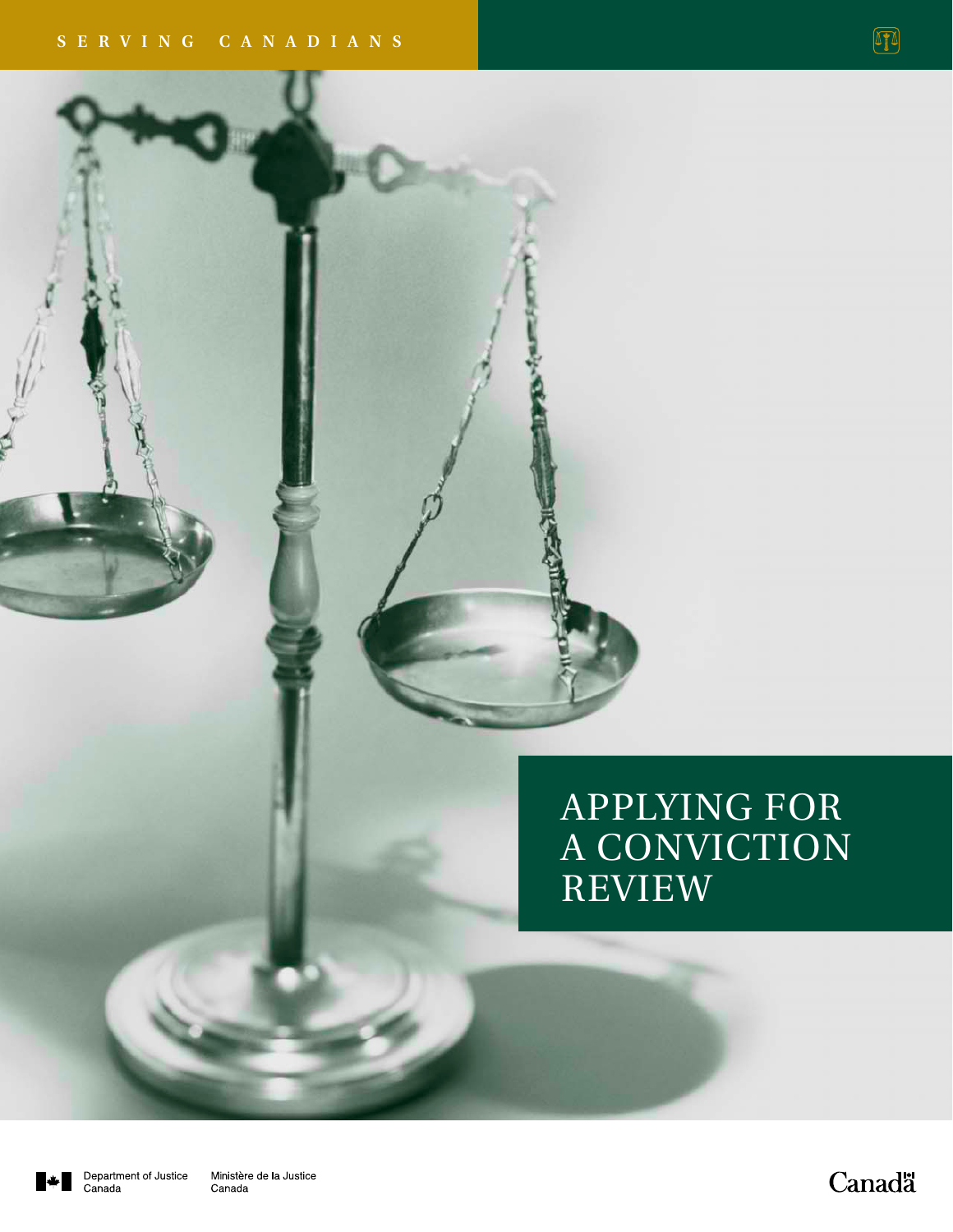SERVING CANADIANS

# APPLYING FOR A CONVICTION REVIEW

Department of Justice Canada

Ministère de la Justice Canada

Canada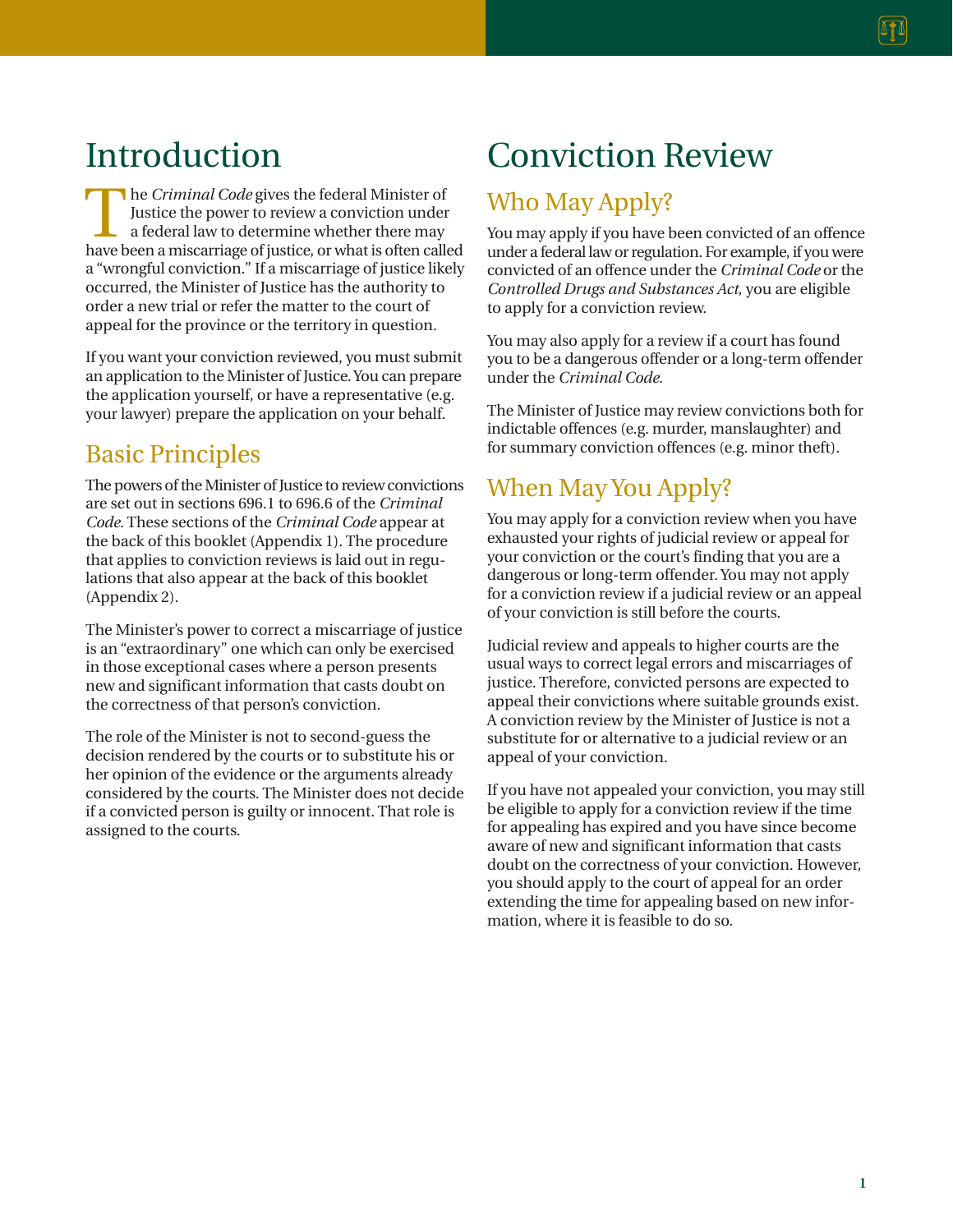# Introduction

The *Criminal Code* gives the federal Minister of Justice the power to review a conviction under a federal law to determine whether there may have been a miscarriage of justice, or what is often called a "wrongful conviction." If a miscarriage of justice likely occurred, the Minister of Justice has the authority to order a new trial or refer the matter to the court of appeal for the province or the territory in question.

If you want your conviction reviewed, you must submit an application to the Minister of Justice. You can prepare the application yourself, or have a representative (e.g. your lawyer) prepare the application on your behalf.

## Basic Principles

The powers of the Minister of Justice to review convictions are set out in sections 696.1 to 696.6 of the *Criminal Code*. These sections of the *Criminal Code* appear at the back of this booklet (Appendix 1). The procedure that applies to conviction reviews is laid out in regulations that also appear at the back of this booklet (Appendix 2).

The Minister's power to correct a miscarriage of justice is an "extraordinary" one which can only be exercised in those exceptional cases where a person presents new and significant information that casts doubt on the correctness of that person's conviction.

The role of the Minister is not to second-guess the decision rendered by the courts or to substitute his or her opinion of the evidence or the arguments already considered by the courts. The Minister does not decide if a convicted person is guilty or innocent. That role is assigned to the courts.

# Conviction Review

## Who May Apply?

You may apply if you have been convicted of an offence under a federal law or regulation. For example, if you were convicted of an offence under the *Criminal Code* or the *Controlled Drugs and Substances Act*, you are eligible to apply for a conviction review.

You may also apply for a review if a court has found you to be a dangerous offender or a long-term offender under the *Criminal Code*.

The Minister of Justice may review convictions both for indictable offences (e.g. murder, manslaughter) and for summary conviction offences (e.g. minor theft).

## When May You Apply?

You may apply for a conviction review when you have exhausted your rights of judicial review or appeal for your conviction or the court's finding that you are a dangerous or long-term offender. You may not apply for a conviction review if a judicial review or an appeal of your conviction is still before the courts.

Judicial review and appeals to higher courts are the usual ways to correct legal errors and miscarriages of justice. Therefore, convicted persons are expected to appeal their convictions where suitable grounds exist. A conviction review by the Minister of Justice is not a substitute for or alternative to a judicial review or an appeal of your conviction.

If you have not appealed your conviction, you may still be eligible to apply for a conviction review if the time for appealing has expired and you have since become aware of new and significant information that casts doubt on the correctness of your conviction. However, you should apply to the court of appeal for an order extending the time for appealing based on new information, where it is feasible to do so.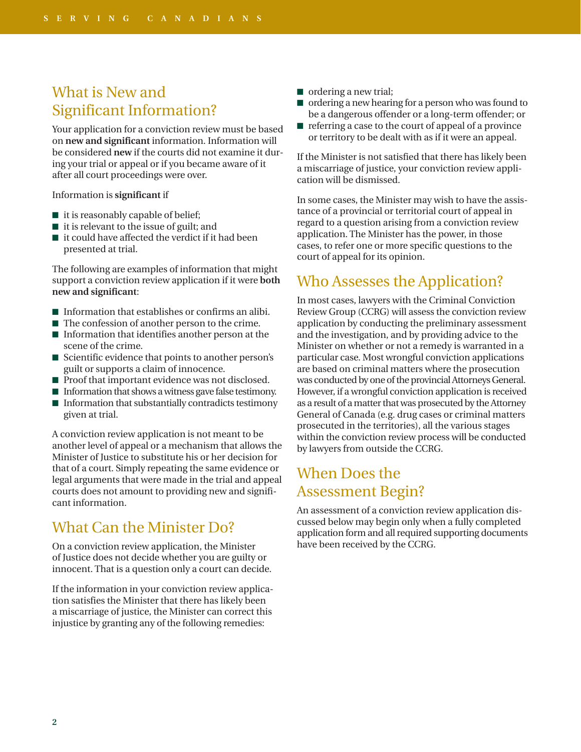## What is New and Significant Information?

Your application for a conviction review must be based on **new and significant** information. Information will be considered **new** if the courts did not examine it during your trial or appeal or if you became aware of it after all court proceedings were over.

Information is **significant** if

- it is reasonably capable of belief;
- it is relevant to the issue of guilt; and
- it could have affected the verdict if it had been presented at trial.

The following are examples of information that might support a conviction review application if it were **both new and significant**:

- Information that establishes or confirms an alibi.
- The confession of another person to the crime.
- Information that identifies another person at the scene of the crime.
- Scientific evidence that points to another person's guilt or supports a claim of innocence.
- Proof that important evidence was not disclosed.
- Information that shows a witness gave false testimony.
- Information that substantially contradicts testimony given at trial.

A conviction review application is not meant to be another level of appeal or a mechanism that allows the Minister of Justice to substitute his or her decision for that of a court. Simply repeating the same evidence or legal arguments that were made in the trial and appeal courts does not amount to providing new and significant information.

## What Can the Minister Do?

On a conviction review application, the Minister of Justice does not decide whether you are guilty or innocent. That is a question only a court can decide.

If the information in your conviction review application satisfies the Minister that there has likely been a miscarriage of justice, the Minister can correct this injustice by granting any of the following remedies:

- ordering a new trial;
- ordering a new hearing for a person who was found to be a dangerous offender or a long-term offender; or
- referring a case to the court of appeal of a province or territory to be dealt with as if it were an appeal.

If the Minister is not satisfied that there has likely been a miscarriage of justice, your conviction review application will be dismissed.

In some cases, the Minister may wish to have the assistance of a provincial or territorial court of appeal in regard to a question arising from a conviction review application. The Minister has the power, in those cases, to refer one or more specific questions to the court of appeal for its opinion.

## Who Assesses the Application?

In most cases, lawyers with the Criminal Conviction Review Group (CCRG) will assess the conviction review application by conducting the preliminary assessment and the investigation, and by providing advice to the Minister on whether or not a remedy is warranted in a particular case. Most wrongful conviction applications are based on criminal matters where the prosecution was conducted by one of the provincial Attorneys General. However, if a wrongful conviction application is received as a result of a matter that was prosecuted by the Attorney General of Canada (e.g. drug cases or criminal matters prosecuted in the territories), all the various stages within the conviction review process will be conducted by lawyers from outside the CCRG.

## When Does the Assessment Begin?

An assessment of a conviction review application discussed below may begin only when a fully completed application form and all required supporting documents have been received by the CCRG.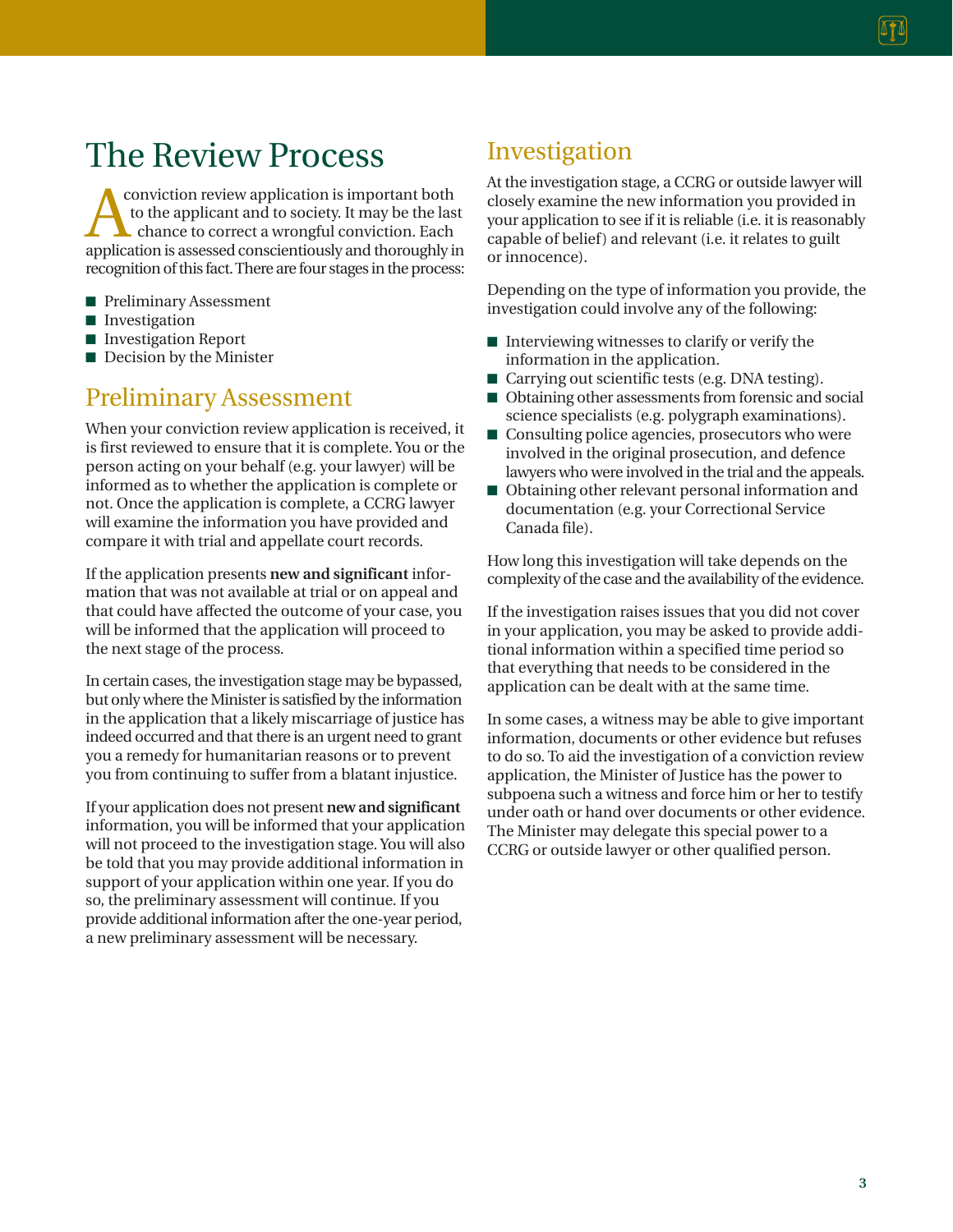# The Review Process

A conviction review application is important both to the applicant and to society. It may be the last chance to correct a wrongful conviction. Each application is assessed conscientiously and thoroughly in recognition of this fact. There are four stages in the process:

- Preliminary Assessment
- Investigation
- Investigation Report
- Decision by the Minister

## Preliminary Assessment

When your conviction review application is received, it is first reviewed to ensure that it is complete. You or the person acting on your behalf (e.g. your lawyer) will be informed as to whether the application is complete or not. Once the application is complete, a CCRG lawyer will examine the information you have provided and compare it with trial and appellate court records.

If the application presents **new and significant** information that was not available at trial or on appeal and that could have affected the outcome of your case, you will be informed that the application will proceed to the next stage of the process.

In certain cases, the investigation stage may be bypassed, but only where the Minister is satisfied by the information in the application that a likely miscarriage of justice has indeed occurred and that there is an urgent need to grant you a remedy for humanitarian reasons or to prevent you from continuing to suffer from a blatant injustice.

If your application does not present **new and significant** information, you will be informed that your application will not proceed to the investigation stage. You will also be told that you may provide additional information in support of your application within one year. If you do so, the preliminary assessment will continue. If you provide additional information after the one-year period, a new preliminary assessment will be necessary.

## Investigation

At the investigation stage, a CCRG or outside lawyer will closely examine the new information you provided in your application to see if it is reliable (i.e. it is reasonably capable of belief) and relevant (i.e. it relates to guilt or innocence).

Depending on the type of information you provide, the investigation could involve any of the following:

- Interviewing witnesses to clarify or verify the information in the application.
- Carrying out scientific tests (e.g. DNA testing).
- Obtaining other assessments from forensic and social science specialists (e.g. polygraph examinations).
- Consulting police agencies, prosecutors who were involved in the original prosecution, and defence lawyers who were involved in the trial and the appeals.
- Obtaining other relevant personal information and documentation (e.g. your Correctional Service Canada file).

How long this investigation will take depends on the complexity of the case and the availability of the evidence.

If the investigation raises issues that you did not cover in your application, you may be asked to provide additional information within a specified time period so that everything that needs to be considered in the application can be dealt with at the same time.

In some cases, a witness may be able to give important information, documents or other evidence but refuses to do so. To aid the investigation of a conviction review application, the Minister of Justice has the power to subpoena such a witness and force him or her to testify under oath or hand over documents or other evidence. The Minister may delegate this special power to a CCRG or outside lawyer or other qualified person.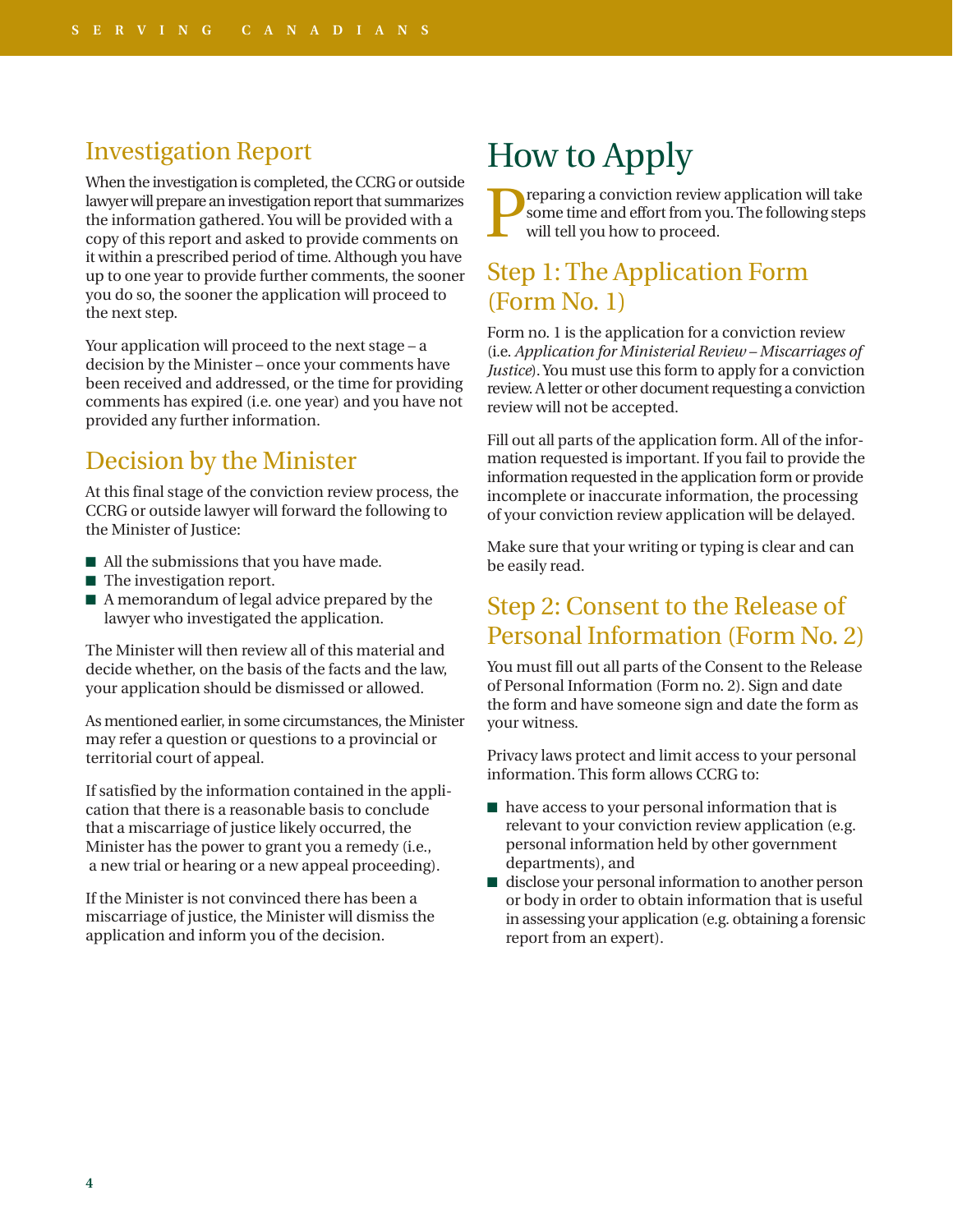## Investigation Report

When the investigation is completed, the CCRG or outside lawyer will prepare an investigation report that summarizes the information gathered. You will be provided with a copy of this report and asked to provide comments on it within a prescribed period of time. Although you have up to one year to provide further comments, the sooner you do so, the sooner the application will proceed to the next step.

Your application will proceed to the next stage – a decision by the Minister – once your comments have been received and addressed, or the time for providing comments has expired (i.e. one year) and you have not provided any further information.

## Decision by the Minister

At this final stage of the conviction review process, the CCRG or outside lawyer will forward the following to the Minister of Justice:

- All the submissions that you have made.
- The investigation report.
- A memorandum of legal advice prepared by the lawyer who investigated the application.

The Minister will then review all of this material and decide whether, on the basis of the facts and the law, your application should be dismissed or allowed.

As mentioned earlier, in some circumstances, the Minister may refer a question or questions to a provincial or territorial court of appeal.

If satisfied by the information contained in the application that there is a reasonable basis to conclude that a miscarriage of justice likely occurred, the Minister has the power to grant you a remedy (i.e., a new trial or hearing or a new appeal proceeding).

If the Minister is not convinced there has been a miscarriage of justice, the Minister will dismiss the application and inform you of the decision.

# How to Apply

Preparing a conviction review application will take some time and effort from you. The following steps will tell you how to proceed.

## Step 1: The Application Form (Form No. 1)

Form no. 1 is the application for a conviction review (i.e. *Application for Ministerial Review – Miscarriages of Justice*). You must use this form to apply for a conviction review. A letter or other document requesting a conviction review will not be accepted.

Fill out all parts of the application form. All of the information requested is important. If you fail to provide the information requested in the application form or provide incomplete or inaccurate information, the processing of your conviction review application will be delayed.

Make sure that your writing or typing is clear and can be easily read.

## Step 2: Consent to the Release of Personal Information (Form No. 2)

You must fill out all parts of the Consent to the Release of Personal Information (Form no. 2). Sign and date the form and have someone sign and date the form as your witness.

Privacy laws protect and limit access to your personal information. This form allows CCRG to:

- have access to your personal information that is relevant to your conviction review application (e.g. personal information held by other government departments), and
- disclose your personal information to another person or body in order to obtain information that is useful in assessing your application (e.g. obtaining a forensic report from an expert).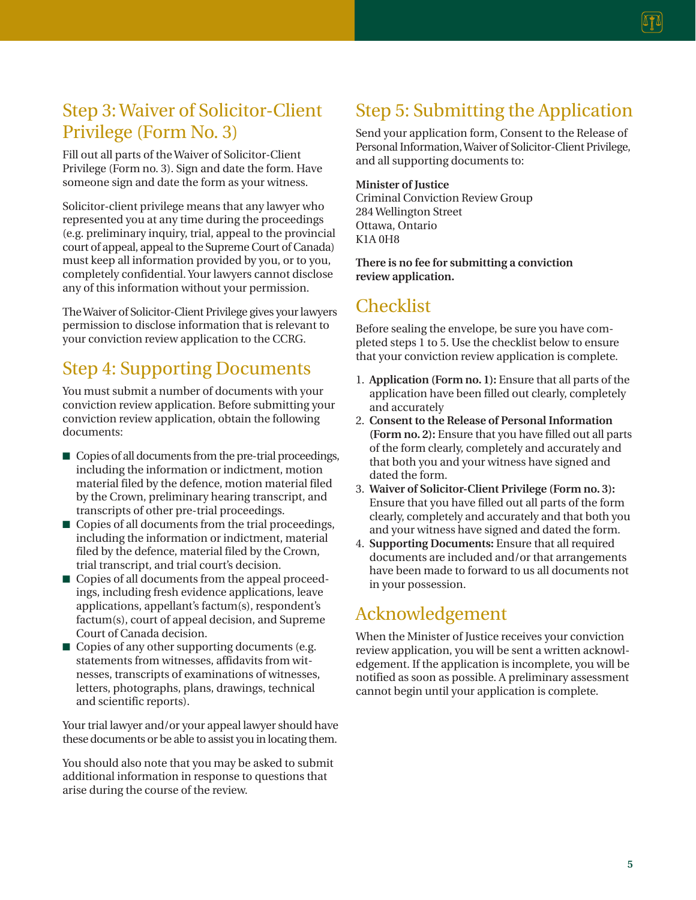## Step 3: Waiver of Solicitor-Client Privilege (Form No. 3)

Fill out all parts of the Waiver of Solicitor-Client Privilege (Form no. 3). Sign and date the form. Have someone sign and date the form as your witness.

Solicitor-client privilege means that any lawyer who represented you at any time during the proceedings (e.g. preliminary inquiry, trial, appeal to the provincial court of appeal, appeal to the Supreme Court of Canada) must keep all information provided by you, or to you, completely confidential. Your lawyers cannot disclose any of this information without your permission.

The Waiver of Solicitor-Client Privilege gives your lawyers permission to disclose information that is relevant to your conviction review application to the CCRG.

## Step 4: Supporting Documents

You must submit a number of documents with your conviction review application. Before submitting your conviction review application, obtain the following documents:

- Copies of all documents from the pre-trial proceedings, including the information or indictment, motion material filed by the defence, motion material filed by the Crown, preliminary hearing transcript, and transcripts of other pre-trial proceedings.
- Copies of all documents from the trial proceedings, including the information or indictment, material filed by the defence, material filed by the Crown, trial transcript, and trial court's decision.
- Copies of all documents from the appeal proceedings, including fresh evidence applications, leave applications, appellant's factum(s), respondent's factum(s), court of appeal decision, and Supreme Court of Canada decision.
- Copies of any other supporting documents (e.g. statements from witnesses, affidavits from witnesses, transcripts of examinations of witnesses, letters, photographs, plans, drawings, technical and scientific reports).

Your trial lawyer and/or your appeal lawyer should have these documents or be able to assist you in locating them.

You should also note that you may be asked to submit additional information in response to questions that arise during the course of the review.

## Step 5: Submitting the Application

Send your application form, Consent to the Release of Personal Information, Waiver of Solicitor-Client Privilege, and all supporting documents to:

**Minister of Justice**
Criminal Conviction Review Group
284 Wellington Street
Ottawa, Ontario
K1A 0H8

**There is no fee for submitting a conviction review application.**

## Checklist

Before sealing the envelope, be sure you have completed steps 1 to 5. Use the checklist below to ensure that your conviction review application is complete.

1. **Application (Form no. 1):** Ensure that all parts of the application have been filled out clearly, completely and accurately
2. **Consent to the Release of Personal Information (Form no. 2):** Ensure that you have filled out all parts of the form clearly, completely and accurately and that both you and your witness have signed and dated the form.
3. **Waiver of Solicitor-Client Privilege (Form no. 3):** Ensure that you have filled out all parts of the form clearly, completely and accurately and that both you and your witness have signed and dated the form.
4. **Supporting Documents:** Ensure that all required documents are included and/or that arrangements have been made to forward to us all documents not in your possession.

## Acknowledgement

When the Minister of Justice receives your conviction review application, you will be sent a written acknowledgement. If the application is incomplete, you will be notified as soon as possible. A preliminary assessment cannot begin until your application is complete.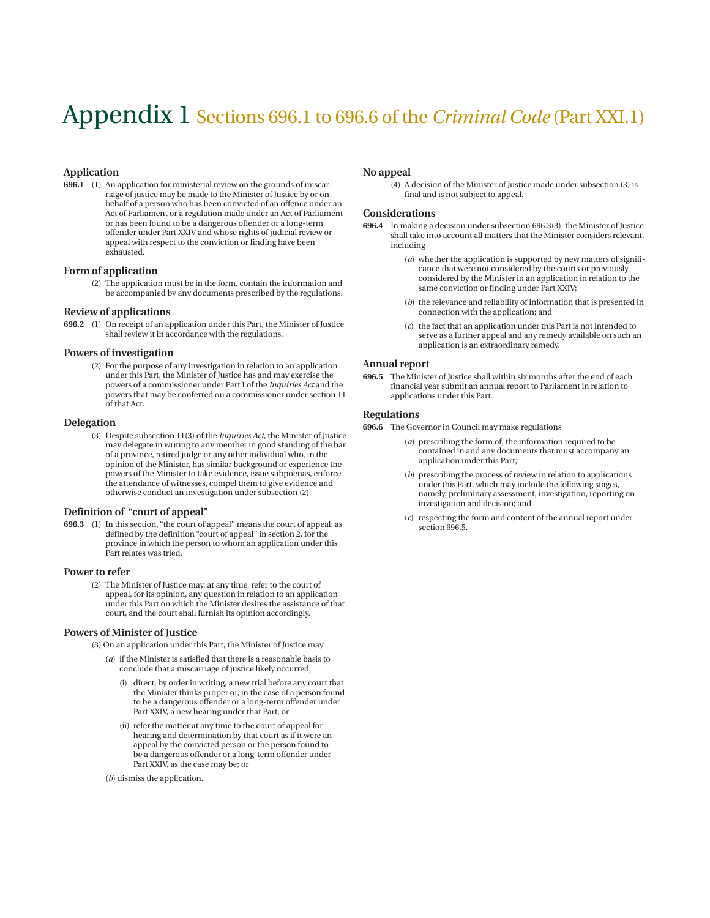# Appendix 1 Sections 696.1 to 696.6 of the *Criminal Code* (Part XXI.1)

### Application

**696.1** (1) An application for ministerial review on the grounds of miscarriage of justice may be made to the Minister of Justice by or on behalf of a person who has been convicted of an offence under an Act of Parliament or a regulation made under an Act of Parliament or has been found to be a dangerous offender or a long-term offender under Part XXIV and whose rights of judicial review or appeal with respect to the conviction or finding have been exhausted.

### Form of application

(2) The application must be in the form, contain the information and be accompanied by any documents prescribed by the regulations.

### Review of applications

**696.2** (1) On receipt of an application under this Part, the Minister of Justice shall review it in accordance with the regulations.

### Powers of investigation

(2) For the purpose of any investigation in relation to an application under this Part, the Minister of Justice has and may exercise the powers of a commissioner under Part I of the *Inquiries Act* and the powers that may be conferred on a commissioner under section 11 of that Act.

### Delegation

(3) Despite subsection 11(3) of the *Inquiries Act*, the Minister of Justice may delegate in writing to any member in good standing of the bar of a province, retired judge or any other individual who, in the opinion of the Minister, has similar background or experience the powers of the Minister to take evidence, issue subpoenas, enforce the attendance of witnesses, compel them to give evidence and otherwise conduct an investigation under subsection (2).

### Definition of "court of appeal"

**696.3** (1) In this section, "the court of appeal" means the court of appeal, as defined by the definition "court of appeal" in section 2, for the province in which the person to whom an application under this Part relates was tried.

### Power to refer

(2) The Minister of Justice may, at any time, refer to the court of appeal, for its opinion, any question in relation to an application under this Part on which the Minister desires the assistance of that court, and the court shall furnish its opinion accordingly.

### Powers of Minister of Justice

(3) On an application under this Part, the Minister of Justice may

- (*a*) if the Minister is satisfied that there is a reasonable basis to conclude that a miscarriage of justice likely occurred,
  - (i) direct, by order in writing, a new trial before any court that the Minister thinks proper or, in the case of a person found to be a dangerous offender or a long-term offender under Part XXIV, a new hearing under that Part, or
  - (ii) refer the matter at any time to the court of appeal for hearing and determination by that court as if it were an appeal by the convicted person or the person found to be a dangerous offender or a long-term offender under Part XXIV, as the case may be; or
- (*b*) dismiss the application.

### No appeal

(4) A decision of the Minister of Justice made under subsection (3) is final and is not subject to appeal.

### Considerations

**696.4** In making a decision under subsection 696.3(3), the Minister of Justice shall take into account all matters that the Minister considers relevant, including

- (*a*) whether the application is supported by new matters of significance that were not considered by the courts or previously considered by the Minister in an application in relation to the same conviction or finding under Part XXIV;
- (*b*) the relevance and reliability of information that is presented in connection with the application; and
- (*c*) the fact that an application under this Part is not intended to serve as a further appeal and any remedy available on such an application is an extraordinary remedy.

### Annual report

**696.5** The Minister of Justice shall within six months after the end of each financial year submit an annual report to Parliament in relation to applications under this Part.

### Regulations

**696.6** The Governor in Council may make regulations

- (*a*) prescribing the form of, the information required to be contained in and any documents that must accompany an application under this Part;
- (*b*) prescribing the process of review in relation to applications under this Part, which may include the following stages, namely, preliminary assessment, investigation, reporting on investigation and decision; and
- (*c*) respecting the form and content of the annual report under section 696.5.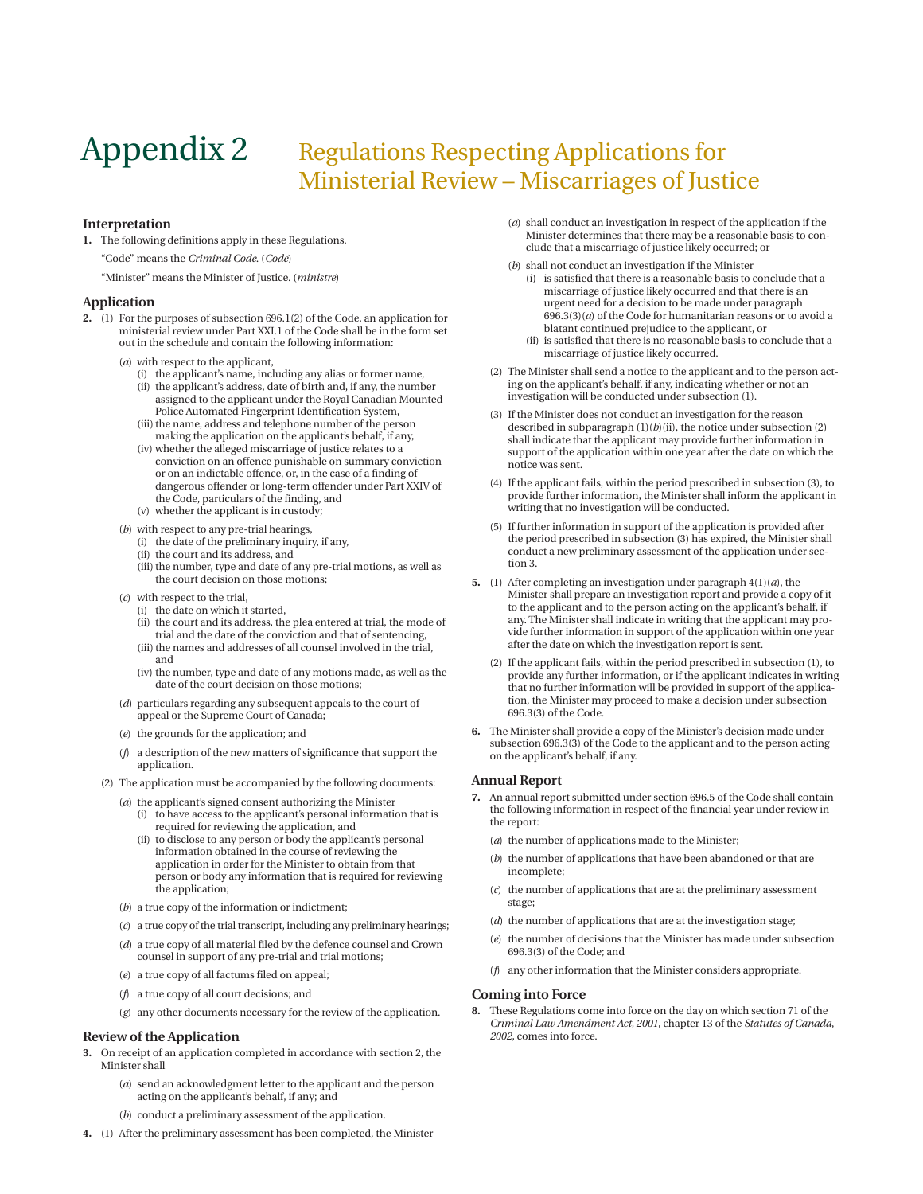# Appendix 2 Regulations Respecting Applications for Ministerial Review – Miscarriages of Justice

### Interpretation

**1.** The following definitions apply in these Regulations.

"Code" means the *Criminal Code*. (*Code*)

"Minister" means the Minister of Justice. (*ministre*)

### Application

**2.** (1) For the purposes of subsection 696.1(2) of the Code, an application for ministerial review under Part XXI.1 of the Code shall be in the form set out in the schedule and contain the following information:

(*a*) with respect to the applicant,
  (i) the applicant's name, including any alias or former name,
  (ii) the applicant's address, date of birth and, if any, the number assigned to the applicant under the Royal Canadian Mounted Police Automated Fingerprint Identification System,
  (iii) the name, address and telephone number of the person making the application on the applicant's behalf, if any,
  (iv) whether the alleged miscarriage of justice relates to a conviction on an offence punishable on summary conviction or on an indictable offence, or, in the case of a finding of dangerous offender or long-term offender under Part XXIV of the Code, particulars of the finding, and
  (v) whether the applicant is in custody;

(*b*) with respect to any pre-trial hearings,
  (i) the date of the preliminary inquiry, if any,
  (ii) the court and its address, and
  (iii) the number, type and date of any pre-trial motions, as well as the court decision on those motions;

(*c*) with respect to the trial,
  (i) the date on which it started,
  (ii) the court and its address, the plea entered at trial, the mode of trial and the date of the conviction and that of sentencing,
  (iii) the names and addresses of all counsel involved in the trial, and
  (iv) the number, type and date of any motions made, as well as the date of the court decision on those motions;

(*d*) particulars regarding any subsequent appeals to the court of appeal or the Supreme Court of Canada;

(*e*) the grounds for the application; and

(*f*) a description of the new matters of significance that support the application.

(2) The application must be accompanied by the following documents:

(*a*) the applicant's signed consent authorizing the Minister
  (i) to have access to the applicant's personal information that is required for reviewing the application, and
  (ii) to disclose to any person or body the applicant's personal information obtained in the course of reviewing the application in order for the Minister to obtain from that person or body any information that is required for reviewing the application;

(*b*) a true copy of the information or indictment;

(*c*) a true copy of the trial transcript, including any preliminary hearings;

(*d*) a true copy of all material filed by the defence counsel and Crown counsel in support of any pre-trial and trial motions;

(*e*) a true copy of all factums filed on appeal;

(*f*) a true copy of all court decisions; and

(*g*) any other documents necessary for the review of the application.

### Review of the Application

**3.** On receipt of an application completed in accordance with section 2, the Minister shall

(*a*) send an acknowledgment letter to the applicant and the person acting on the applicant's behalf, if any; and

(*b*) conduct a preliminary assessment of the application.

**4.** (1) After the preliminary assessment has been completed, the Minister

(*a*) shall conduct an investigation in respect of the application if the Minister determines that there may be a reasonable basis to conclude that a miscarriage of justice likely occurred; or

(*b*) shall not conduct an investigation if the Minister
  (i) is satisfied that there is a reasonable basis to conclude that a miscarriage of justice likely occurred and that there is an urgent need for a decision to be made under paragraph 696.3(3)(*a*) of the Code for humanitarian reasons or to avoid a blatant continued prejudice to the applicant, or
  (ii) is satisfied that there is no reasonable basis to conclude that a miscarriage of justice likely occurred.

(2) The Minister shall send a notice to the applicant and to the person acting on the applicant's behalf, if any, indicating whether or not an investigation will be conducted under subsection (1).

(3) If the Minister does not conduct an investigation for the reason described in subparagraph (1)(*b*)(ii), the notice under subsection (2) shall indicate that the applicant may provide further information in support of the application within one year after the date on which the notice was sent.

(4) If the applicant fails, within the period prescribed in subsection (3), to provide further information, the Minister shall inform the applicant in writing that no investigation will be conducted.

(5) If further information in support of the application is provided after the period prescribed in subsection (3) has expired, the Minister shall conduct a new preliminary assessment of the application under section 3.

**5.** (1) After completing an investigation under paragraph 4(1)(*a*), the Minister shall prepare an investigation report and provide a copy of it to the applicant and to the person acting on the applicant's behalf, if any. The Minister shall indicate in writing that the applicant may provide further information in support of the application within one year after the date on which the investigation report is sent.

(2) If the applicant fails, within the period prescribed in subsection (1), to provide any further information, or if the applicant indicates in writing that no further information will be provided in support of the application, the Minister may proceed to make a decision under subsection 696.3(3) of the Code.

**6.** The Minister shall provide a copy of the Minister's decision made under subsection 696.3(3) of the Code to the applicant and to the person acting on the applicant's behalf, if any.

### Annual Report

**7.** An annual report submitted under section 696.5 of the Code shall contain the following information in respect of the financial year under review in the report:

(*a*) the number of applications made to the Minister;

(*b*) the number of applications that have been abandoned or that are incomplete;

(*c*) the number of applications that are at the preliminary assessment stage;

(*d*) the number of applications that are at the investigation stage;

(*e*) the number of decisions that the Minister has made under subsection 696.3(3) of the Code; and

(*f*) any other information that the Minister considers appropriate.

### Coming into Force

**8.** These Regulations come into force on the day on which section 71 of the *Criminal Law Amendment Act, 2001*, chapter 13 of the *Statutes of Canada, 2002,* comes into force.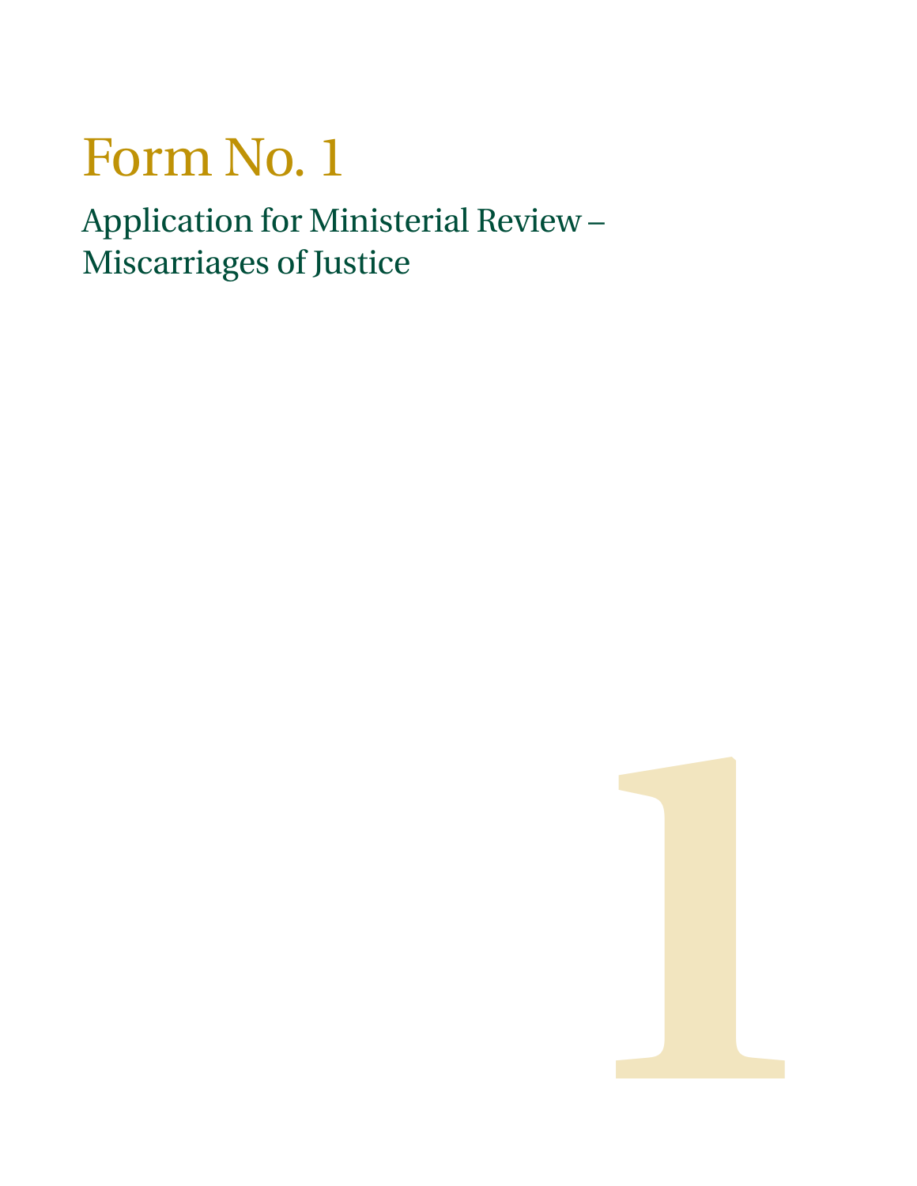# Form No. 1

## Application for Ministerial Review – Miscarriages of Justice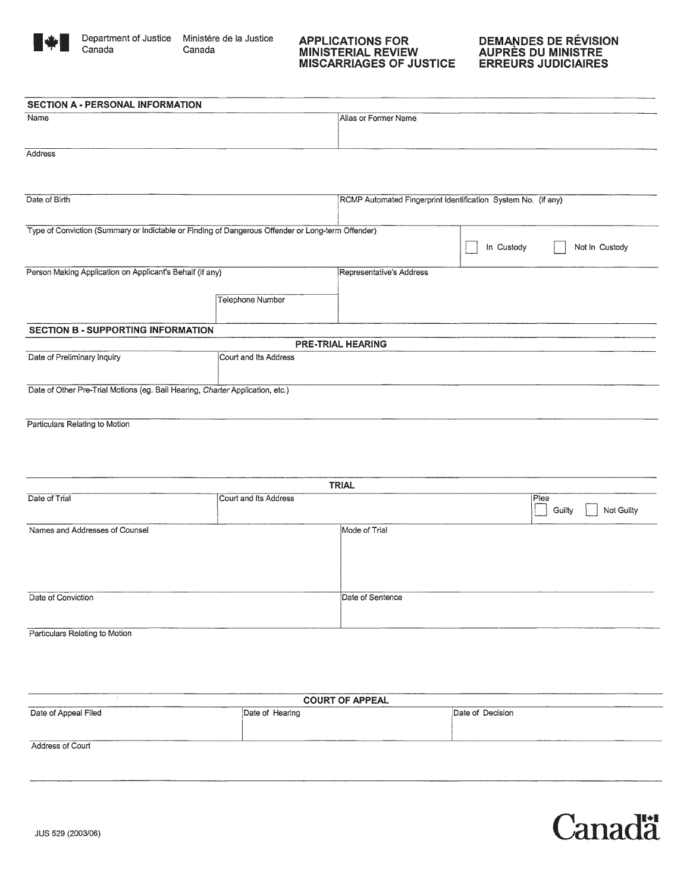Department of Justice Canada | Ministère de la Justice Canada

# APPLICATIONS FOR MINISTERIAL REVIEW MISCARRIAGES OF JUSTICE

# DEMANDES DE RÉVISION AUPRÈS DU MINISTRE ERREURS JUDICIAIRES

## SECTION A - PERSONAL INFORMATION

| Name | Alias or Former Name |
|---|---|
| | |

Address

| Date of Birth | RCMP Automated Fingerprint Identification System No. (if any) |
|---|---|
| | |

| Type of Conviction (Summary or Indictable or Finding of Dangerous Offender or Long-term Offender) | ☐ In Custody ☐ Not In Custody |
|---|---|
| | |

| Person Making Application on Applicant's Behalf (if any) | Telephone Number | Representative's Address |
|---|---|---|
| | | |

## SECTION B - SUPPORTING INFORMATION

### PRE-TRIAL HEARING

| Date of Preliminary Inquiry | Court and Its Address |
|---|---|
| | |

Date of Other Pre-Trial Motions (eg. Bail Hearing, *Charter* Application, etc.)

Particulars Relating to Motion

### TRIAL

| Date of Trial | Court and Its Address | Plea ☐ Guilty ☐ Not Guilty |
|---|---|---|
| | | |

| Names and Addresses of Counsel | Mode of Trial |
|---|---|
| | |

| Date of Conviction | Date of Sentence |
|---|---|
| | |

Particulars Relating to Motion

### COURT OF APPEAL

| Date of Appeal Filed | Date of Hearing | Date of Decision |
|---|---|---|
| | | |

Address of Court

JUS 529 (2003/06)

Canada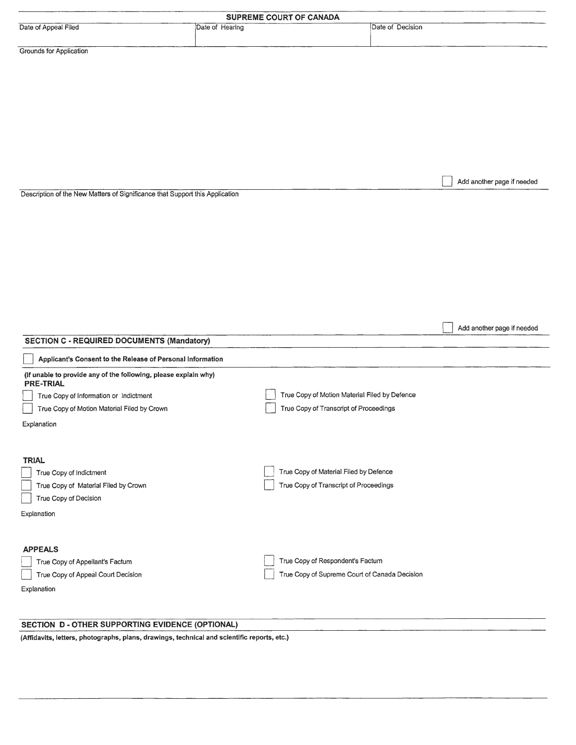| SUPREME COURT OF CANADA | | |
|---|---|---|
| Date of Appeal Filed | Date of Hearing | Date of Decision |

Grounds for Application

☐ Add another page if needed

Description of the New Matters of Significance that Support this Application

☐ Add another page if needed

## SECTION C - REQUIRED DOCUMENTS (Mandatory)

☐ **Applicant's Consent to the Release of Personal Information**

**(If unable to provide any of the following, please explain why)**

**PRE-TRIAL**

☐ True Copy of Information or Indictment

☐ True Copy of Motion Material Filed by Crown

☐ True Copy of Motion Material Filed by Defence

☐ True Copy of Transcript of Proceedings

Explanation

**TRIAL**

☐ True Copy of Indictment

☐ True Copy of Material Filed by Crown

☐ True Copy of Decision

☐ True Copy of Material Filed by Defence

☐ True Copy of Transcript of Proceedings

Explanation

**APPEALS**

☐ True Copy of Appellant's Factum

☐ True Copy of Appeal Court Decision

☐ True Copy of Respondent's Factum

☐ True Copy of Supreme Court of Canada Decision

Explanation

## SECTION D - OTHER SUPPORTING EVIDENCE (OPTIONAL)

**(Affidavits, letters, photographs, plans, drawings, technical and scientific reports, etc.)**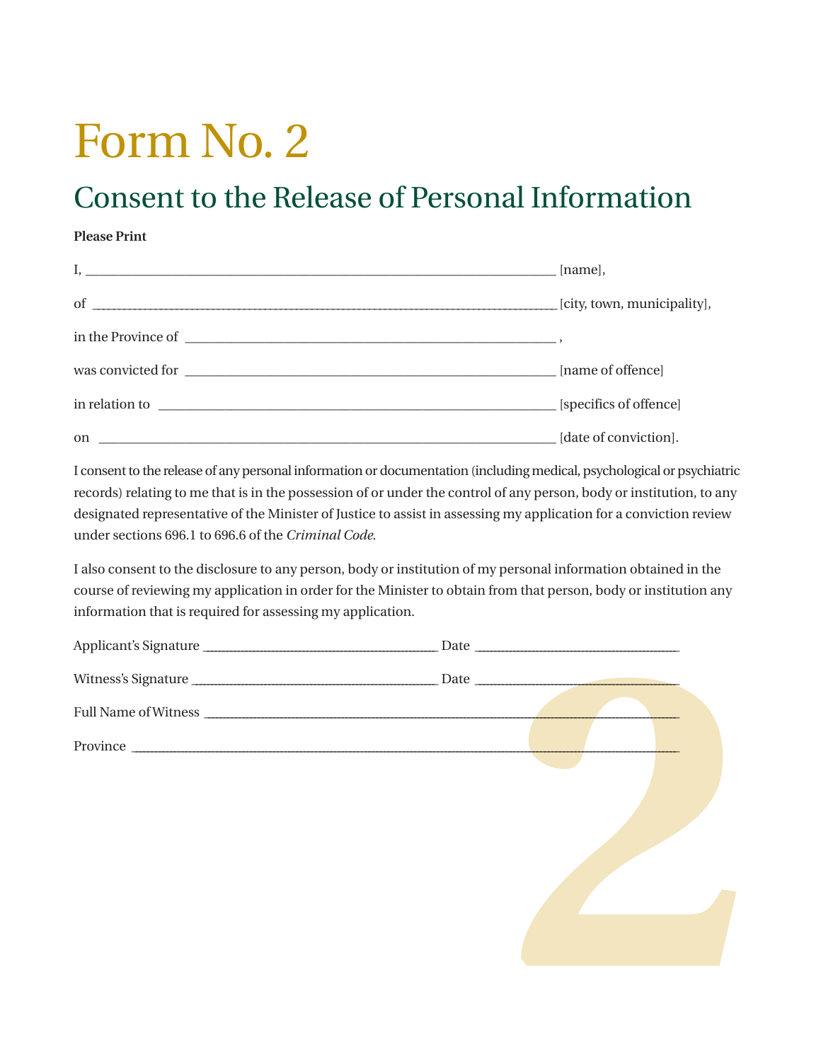# Form No. 2

## Consent to the Release of Personal Information

**Please Print**

I, ______________________________________________ [name],

of ______________________________________________ [city, town, municipality],

in the Province of ______________________________________________ ,

was convicted for ______________________________________________ [name of offence]

in relation to ______________________________________________ [specifics of offence]

on ______________________________________________ [date of conviction].

I consent to the release of any personal information or documentation (including medical, psychological or psychiatric records) relating to me that is in the possession of or under the control of any person, body or institution, to any designated representative of the Minister of Justice to assist in assessing my application for a conviction review under sections 696.1 to 696.6 of the *Criminal Code*.

I also consent to the disclosure to any person, body or institution of my personal information obtained in the course of reviewing my application in order for the Minister to obtain from that person, body or institution any information that is required for assessing my application.

Applicant's Signature ______________________________ Date ______________________________

Witness's Signature ______________________________ Date ______________________________

Full Name of Witness ______________________________________________

Province ______________________________________________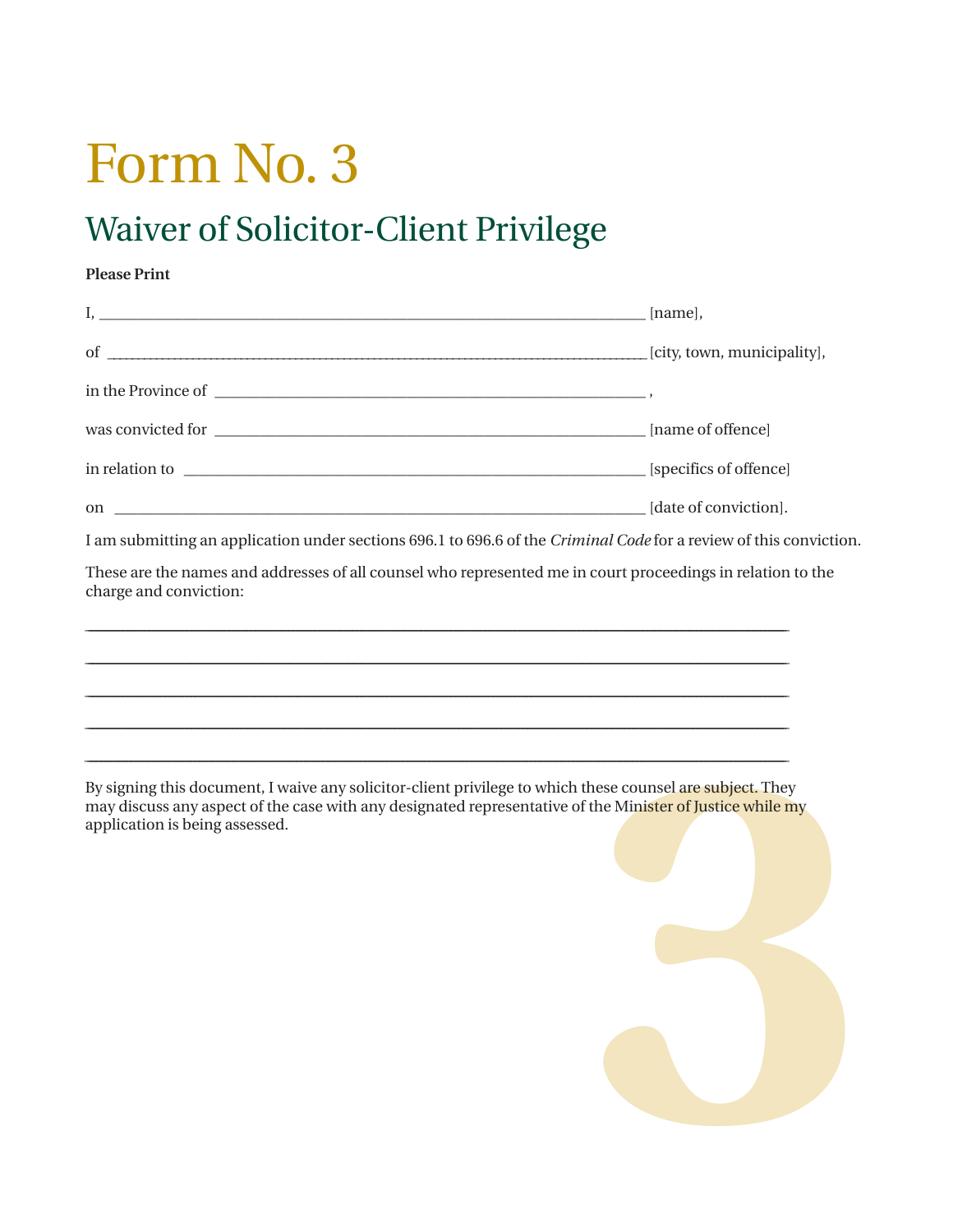# Form No. 3

## Waiver of Solicitor-Client Privilege

**Please Print**

I, ______________________________________________________________________ [name],

of ________________________________________________________________________ [city, town, municipality],

in the Province of _______________________________________________________ ,

was convicted for _______________________________________________________ [name of offence]

in relation to ___________________________________________________________ [specifics of offence]

on _______________________________________________________________________ [date of conviction].

I am submitting an application under sections 696.1 to 696.6 of the *Criminal Code* for a review of this conviction.

These are the names and addresses of all counsel who represented me in court proceedings in relation to the charge and conviction:

_____________________________________________________________________________________

_____________________________________________________________________________________

_____________________________________________________________________________________

_____________________________________________________________________________________

_____________________________________________________________________________________

By signing this document, I waive any solicitor-client privilege to which these counsel are subject. They may discuss any aspect of the case with any designated representative of the Minister of Justice while my application is being assessed.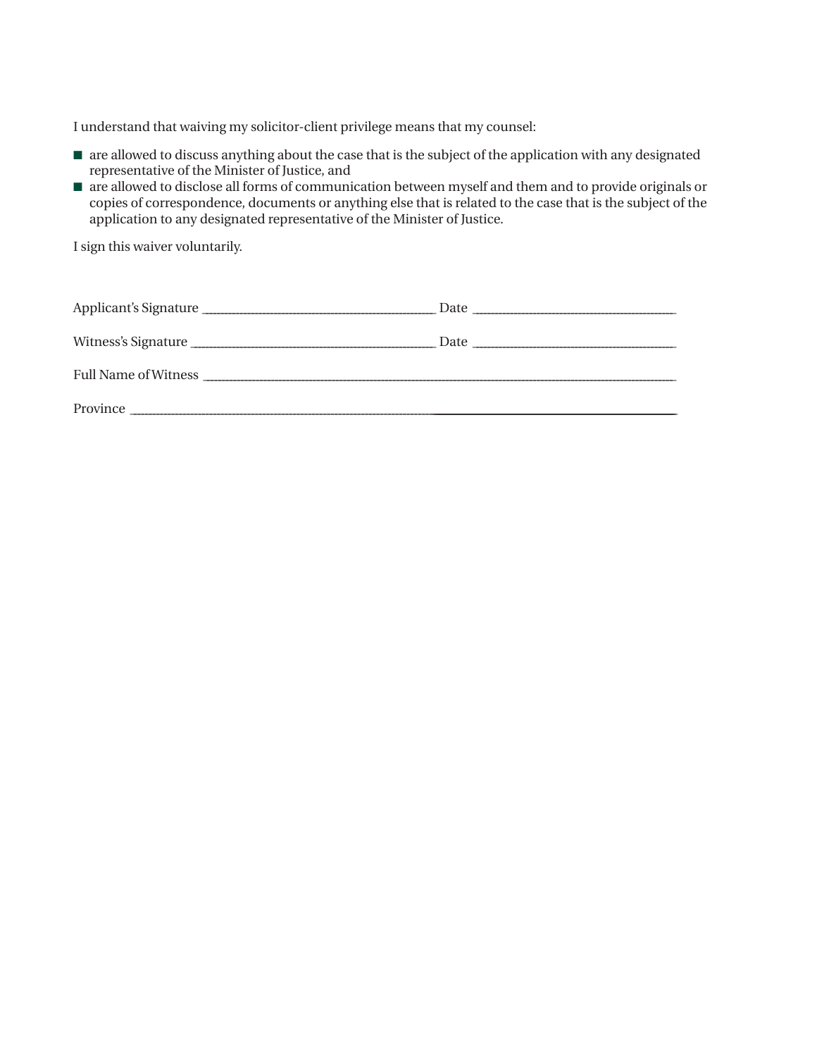I understand that waiving my solicitor-client privilege means that my counsel:

- are allowed to discuss anything about the case that is the subject of the application with any designated representative of the Minister of Justice, and
- are allowed to disclose all forms of communication between myself and them and to provide originals or copies of correspondence, documents or anything else that is related to the case that is the subject of the application to any designated representative of the Minister of Justice.

I sign this waiver voluntarily.

Applicant's Signature ______________________________ Date ____________________________

Witness's Signature ______________________________ Date ____________________________

Full Name of Witness ____________________________________________________________

Province ________________________________________________________________________